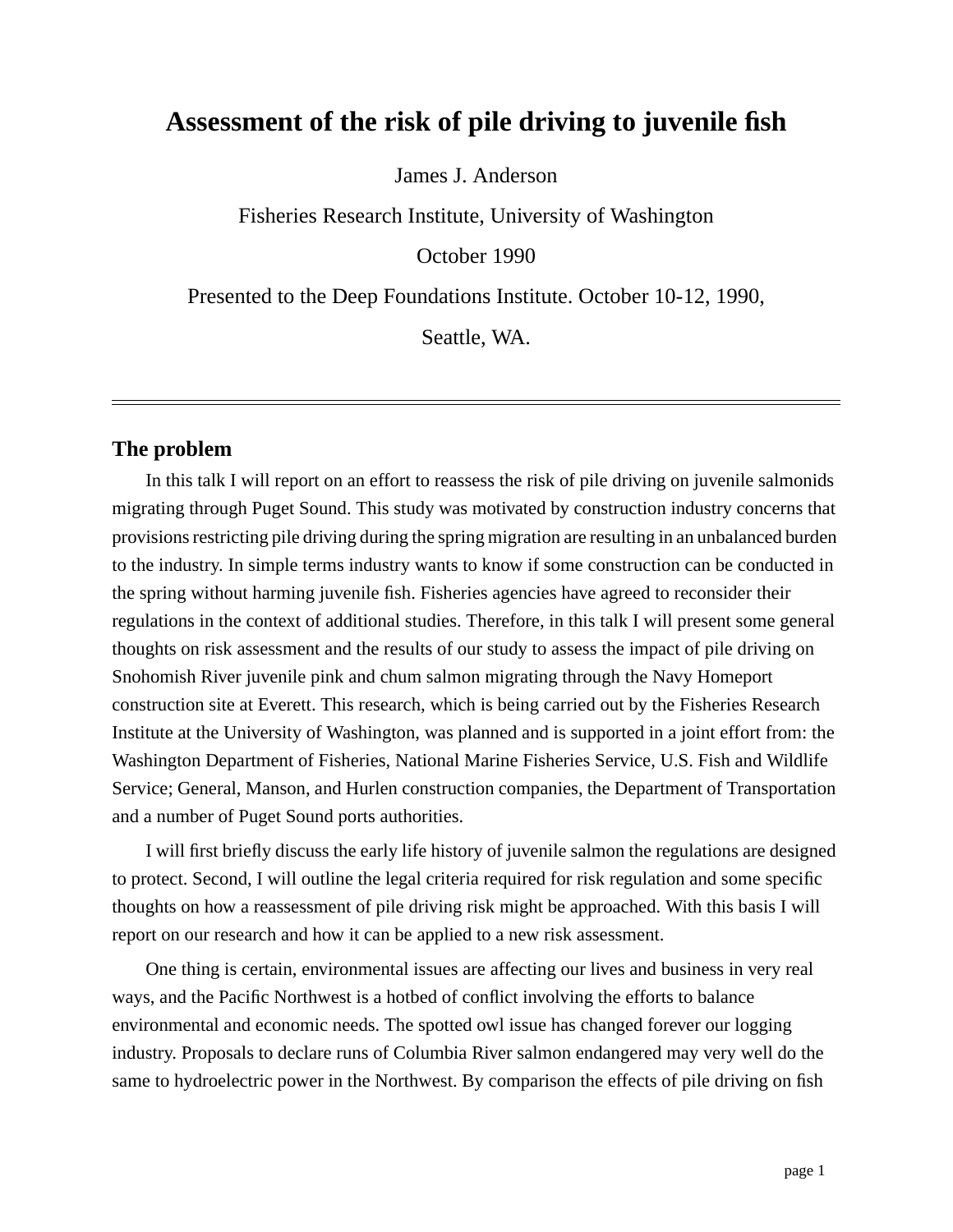# Assessment of the risk of pile driving to juvenile fish

James J. Anderson

Fisheries Research Institute, University of Washington

October 1990

Presented to the Deep Foundations Institute. October 10-12, 1990, Seattle, WA.

---

## The problem

In this talk I will report on an effort to reassess the risk of pile driving on juvenile salmonids migrating through Puget Sound. This study was motivated by construction industry concerns that provisions restricting pile driving during the spring migration are resulting in an unbalanced burden to the industry. In simple terms industry wants to know if some construction can be conducted in the spring without harming juvenile fish. Fisheries agencies have agreed to reconsider their regulations in the context of additional studies. Therefore, in this talk I will present some general thoughts on risk assessment and the results of our study to assess the impact of pile driving on Snohomish River juvenile pink and chum salmon migrating through the Navy Homeport construction site at Everett. This research, which is being carried out by the Fisheries Research Institute at the University of Washington, was planned and is supported in a joint effort from: the Washington Department of Fisheries, National Marine Fisheries Service, U.S. Fish and Wildlife Service; General, Manson, and Hurlen construction companies, the Department of Transportation and a number of Puget Sound ports authorities.

I will first briefly discuss the early life history of juvenile salmon the regulations are designed to protect. Second, I will outline the legal criteria required for risk regulation and some specific thoughts on how a reassessment of pile driving risk might be approached. With this basis I will report on our research and how it can be applied to a new risk assessment.

One thing is certain, environmental issues are affecting our lives and business in very real ways, and the Pacific Northwest is a hotbed of conflict involving the efforts to balance environmental and economic needs. The spotted owl issue has changed forever our logging industry. Proposals to declare runs of Columbia River salmon endangered may very well do the same to hydroelectric power in the Northwest. By comparison the effects of pile driving on fish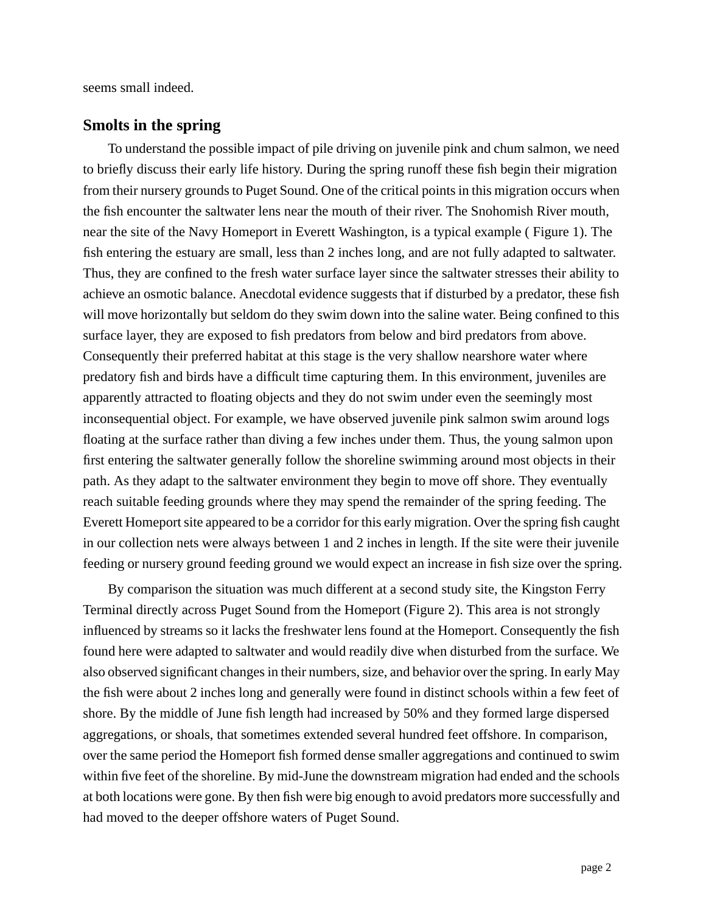seems small indeed.

## Smolts in the spring

To understand the possible impact of pile driving on juvenile pink and chum salmon, we need to briefly discuss their early life history. During the spring runoff these fish begin their migration from their nursery grounds to Puget Sound. One of the critical points in this migration occurs when the fish encounter the saltwater lens near the mouth of their river. The Snohomish River mouth, near the site of the Navy Homeport in Everett Washington, is a typical example ( Figure 1). The fish entering the estuary are small, less than 2 inches long, and are not fully adapted to saltwater. Thus, they are confined to the fresh water surface layer since the saltwater stresses their ability to achieve an osmotic balance. Anecdotal evidence suggests that if disturbed by a predator, these fish will move horizontally but seldom do they swim down into the saline water. Being confined to this surface layer, they are exposed to fish predators from below and bird predators from above. Consequently their preferred habitat at this stage is the very shallow nearshore water where predatory fish and birds have a difficult time capturing them. In this environment, juveniles are apparently attracted to floating objects and they do not swim under even the seemingly most inconsequential object. For example, we have observed juvenile pink salmon swim around logs floating at the surface rather than diving a few inches under them. Thus, the young salmon upon first entering the saltwater generally follow the shoreline swimming around most objects in their path. As they adapt to the saltwater environment they begin to move off shore. They eventually reach suitable feeding grounds where they may spend the remainder of the spring feeding. The Everett Homeport site appeared to be a corridor for this early migration. Over the spring fish caught in our collection nets were always between 1 and 2 inches in length. If the site were their juvenile feeding or nursery ground feeding ground we would expect an increase in fish size over the spring.

By comparison the situation was much different at a second study site, the Kingston Ferry Terminal directly across Puget Sound from the Homeport (Figure 2). This area is not strongly influenced by streams so it lacks the freshwater lens found at the Homeport. Consequently the fish found here were adapted to saltwater and would readily dive when disturbed from the surface. We also observed significant changes in their numbers, size, and behavior over the spring. In early May the fish were about 2 inches long and generally were found in distinct schools within a few feet of shore. By the middle of June fish length had increased by 50% and they formed large dispersed aggregations, or shoals, that sometimes extended several hundred feet offshore. In comparison, over the same period the Homeport fish formed dense smaller aggregations and continued to swim within five feet of the shoreline. By mid-June the downstream migration had ended and the schools at both locations were gone. By then fish were big enough to avoid predators more successfully and had moved to the deeper offshore waters of Puget Sound.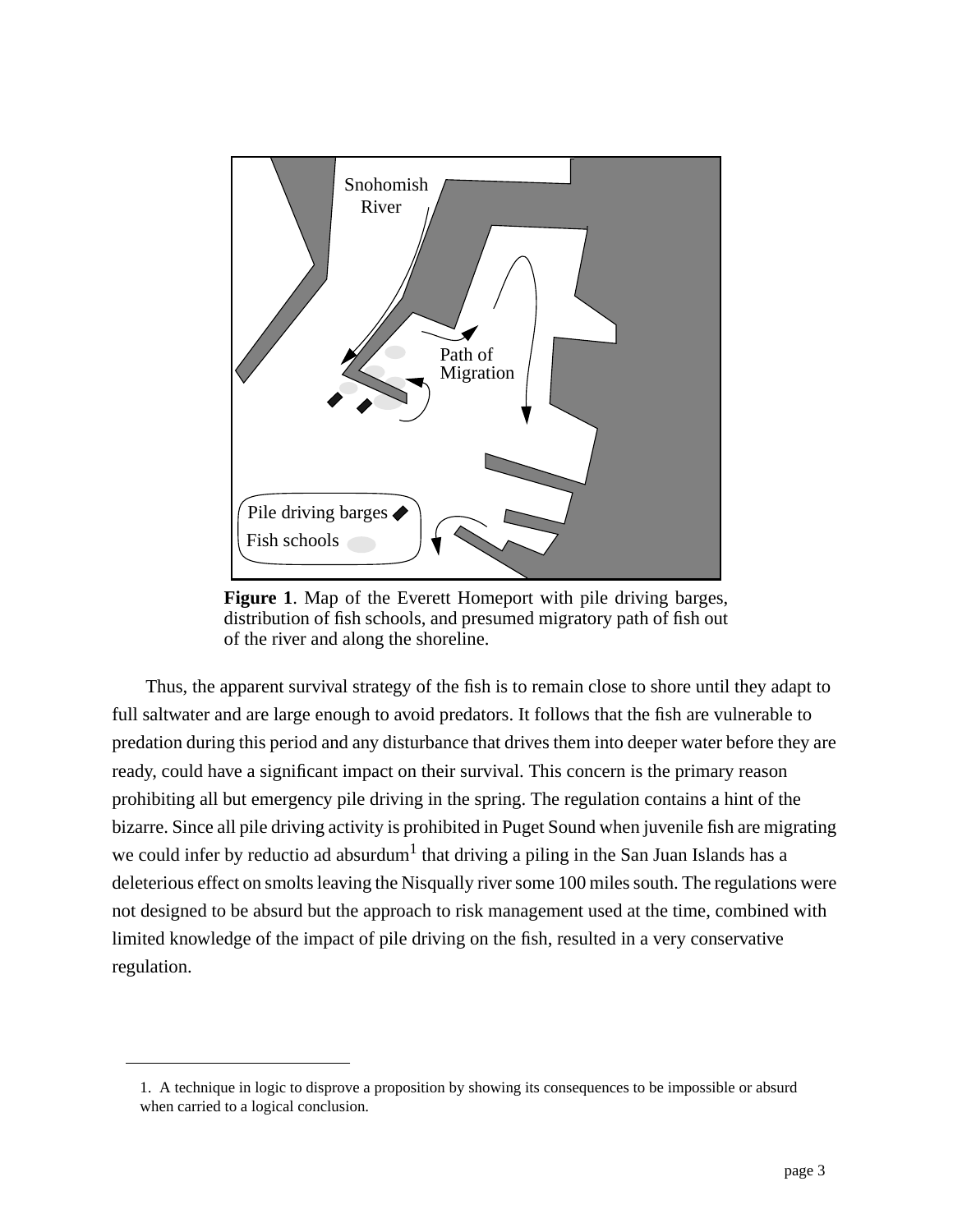**Figure 1**. Map of the Everett Homeport with pile driving barges, distribution of fish schools, and presumed migratory path of fish out of the river and along the shoreline.

Thus, the apparent survival strategy of the fish is to remain close to shore until they adapt to full saltwater and are large enough to avoid predators. It follows that the fish are vulnerable to predation during this period and any disturbance that drives them into deeper water before they are ready, could have a significant impact on their survival. This concern is the primary reason prohibiting all but emergency pile driving in the spring. The regulation contains a hint of the bizarre. Since all pile driving activity is prohibited in Puget Sound when juvenile fish are migrating we could infer by reductio ad absurdum[1] that driving a piling in the San Juan Islands has a deleterious effect on smolts leaving the Nisqually river some 100 miles south. The regulations were not designed to be absurd but the approach to risk management used at the time, combined with limited knowledge of the impact of pile driving on the fish, resulted in a very conservative regulation.

---

1. A technique in logic to disprove a proposition by showing its consequences to be impossible or absurd when carried to a logical conclusion.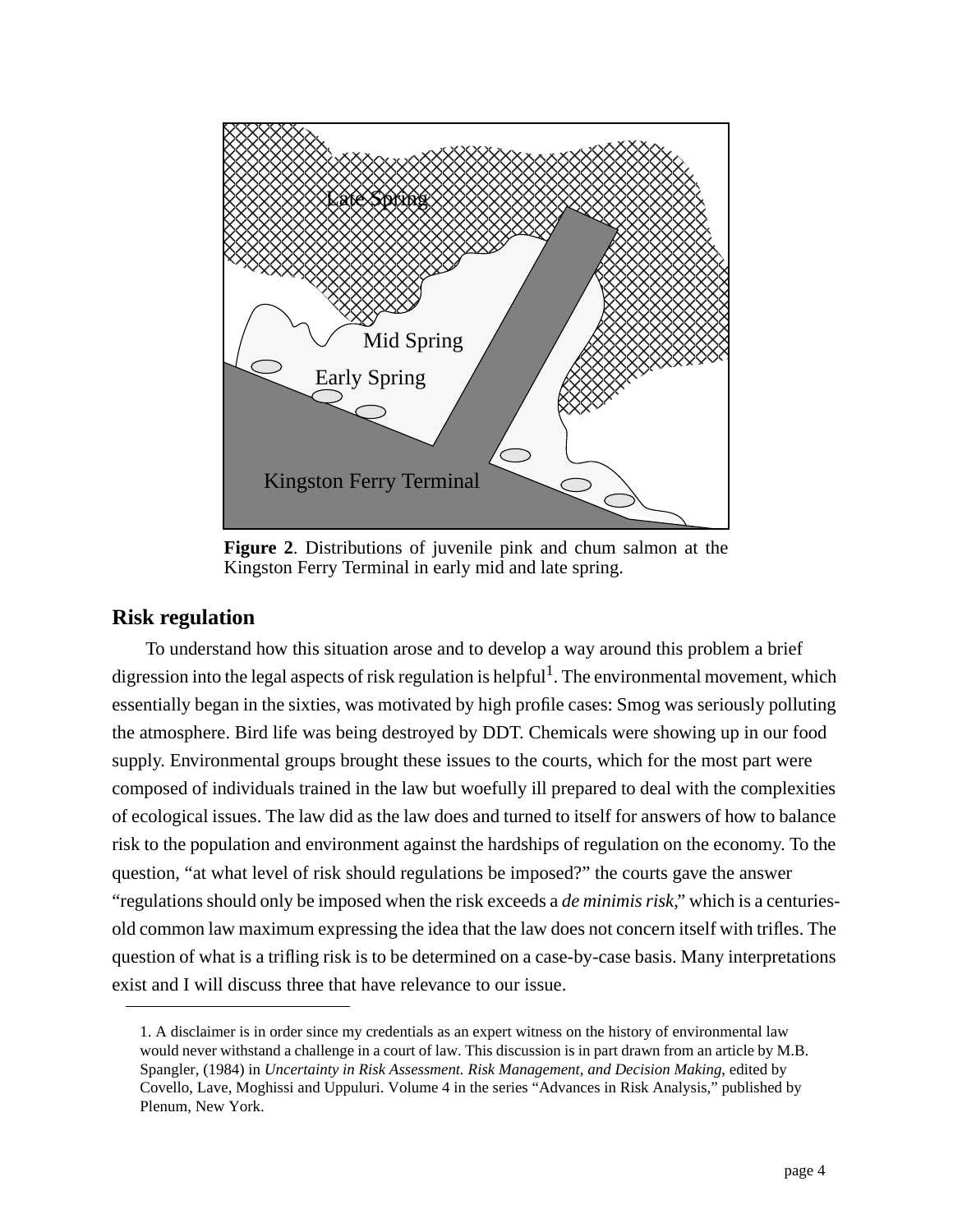**Figure 2**. Distributions of juvenile pink and chum salmon at the Kingston Ferry Terminal in early mid and late spring.

## Risk regulation

To understand how this situation arose and to develop a way around this problem a brief digression into the legal aspects of risk regulation is helpful[1]. The environmental movement, which essentially began in the sixties, was motivated by high profile cases: Smog was seriously polluting the atmosphere. Bird life was being destroyed by DDT. Chemicals were showing up in our food supply. Environmental groups brought these issues to the courts, which for the most part were composed of individuals trained in the law but woefully ill prepared to deal with the complexities of ecological issues. The law did as the law does and turned to itself for answers of how to balance risk to the population and environment against the hardships of regulation on the economy. To the question, "at what level of risk should regulations be imposed?" the courts gave the answer "regulations should only be imposed when the risk exceeds a *de minimis risk*," which is a centuries-old common law maximum expressing the idea that the law does not concern itself with trifles. The question of what is a trifling risk is to be determined on a case-by-case basis. Many interpretations exist and I will discuss three that have relevance to our issue.

---

1. A disclaimer is in order since my credentials as an expert witness on the history of environmental law would never withstand a challenge in a court of law. This discussion is in part drawn from an article by M.B. Spangler, (1984) in *Uncertainty in Risk Assessment. Risk Management, and Decision Making,* edited by Covello, Lave, Moghissi and Uppuluri. Volume 4 in the series "Advances in Risk Analysis," published by Plenum, New York.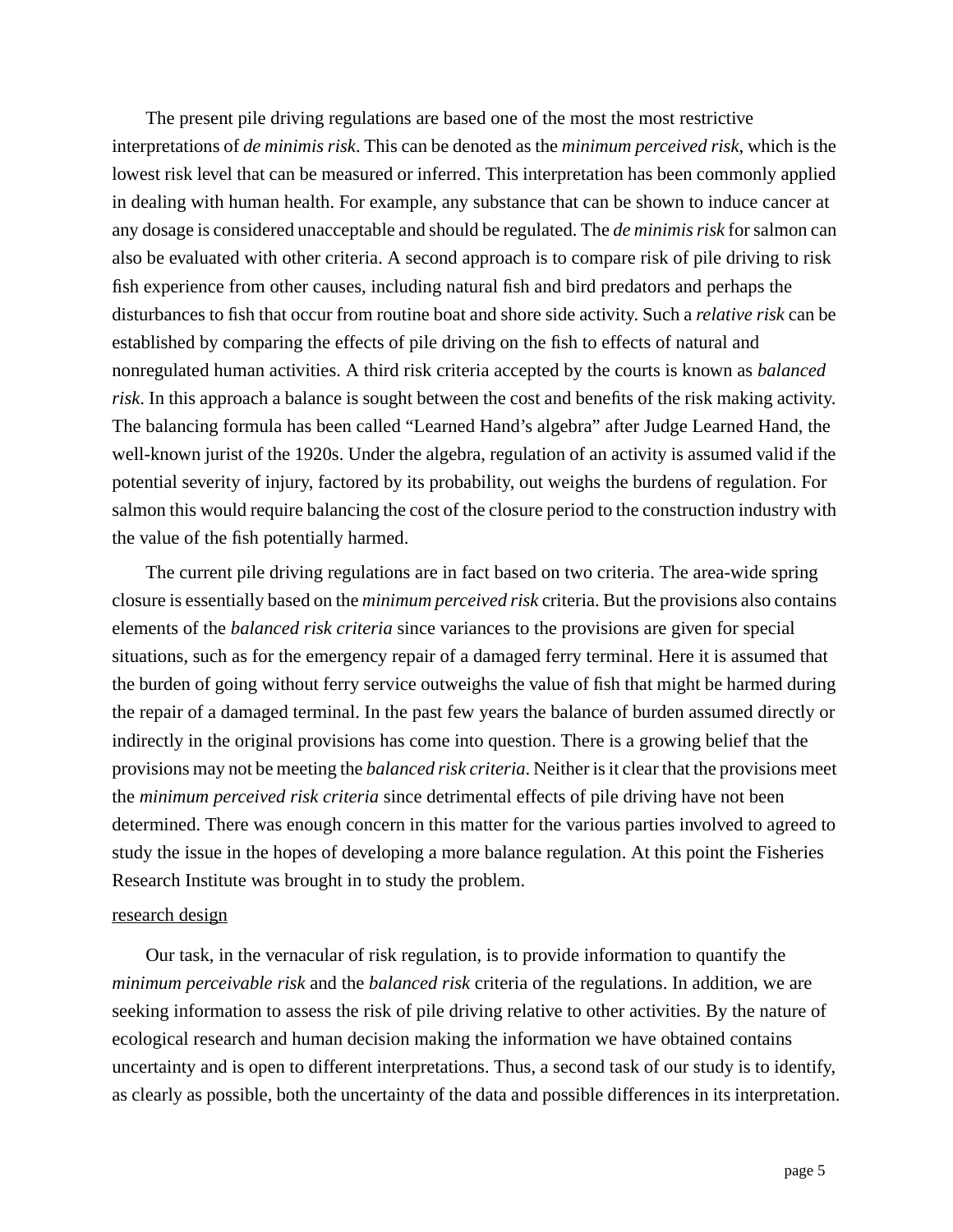The present pile driving regulations are based one of the most the most restrictive interpretations of *de minimis risk*. This can be denoted as the *minimum perceived risk*, which is the lowest risk level that can be measured or inferred. This interpretation has been commonly applied in dealing with human health. For example, any substance that can be shown to induce cancer at any dosage is considered unacceptable and should be regulated. The *de minimis risk* for salmon can also be evaluated with other criteria. A second approach is to compare risk of pile driving to risk fish experience from other causes, including natural fish and bird predators and perhaps the disturbances to fish that occur from routine boat and shore side activity. Such a *relative risk* can be established by comparing the effects of pile driving on the fish to effects of natural and nonregulated human activities. A third risk criteria accepted by the courts is known as *balanced risk*. In this approach a balance is sought between the cost and benefits of the risk making activity. The balancing formula has been called "Learned Hand's algebra" after Judge Learned Hand, the well-known jurist of the 1920s. Under the algebra, regulation of an activity is assumed valid if the potential severity of injury, factored by its probability, out weighs the burdens of regulation. For salmon this would require balancing the cost of the closure period to the construction industry with the value of the fish potentially harmed.

The current pile driving regulations are in fact based on two criteria. The area-wide spring closure is essentially based on the *minimum perceived risk* criteria. But the provisions also contains elements of the *balanced risk criteria* since variances to the provisions are given for special situations, such as for the emergency repair of a damaged ferry terminal. Here it is assumed that the burden of going without ferry service outweighs the value of fish that might be harmed during the repair of a damaged terminal. In the past few years the balance of burden assumed directly or indirectly in the original provisions has come into question. There is a growing belief that the provisions may not be meeting the *balanced risk criteria*. Neither is it clear that the provisions meet the *minimum perceived risk criteria* since detrimental effects of pile driving have not been determined. There was enough concern in this matter for the various parties involved to agreed to study the issue in the hopes of developing a more balance regulation. At this point the Fisheries Research Institute was brought in to study the problem.

## research design

Our task, in the vernacular of risk regulation, is to provide information to quantify the *minimum perceivable risk* and the *balanced risk* criteria of the regulations. In addition, we are seeking information to assess the risk of pile driving relative to other activities. By the nature of ecological research and human decision making the information we have obtained contains uncertainty and is open to different interpretations. Thus, a second task of our study is to identify, as clearly as possible, both the uncertainty of the data and possible differences in its interpretation.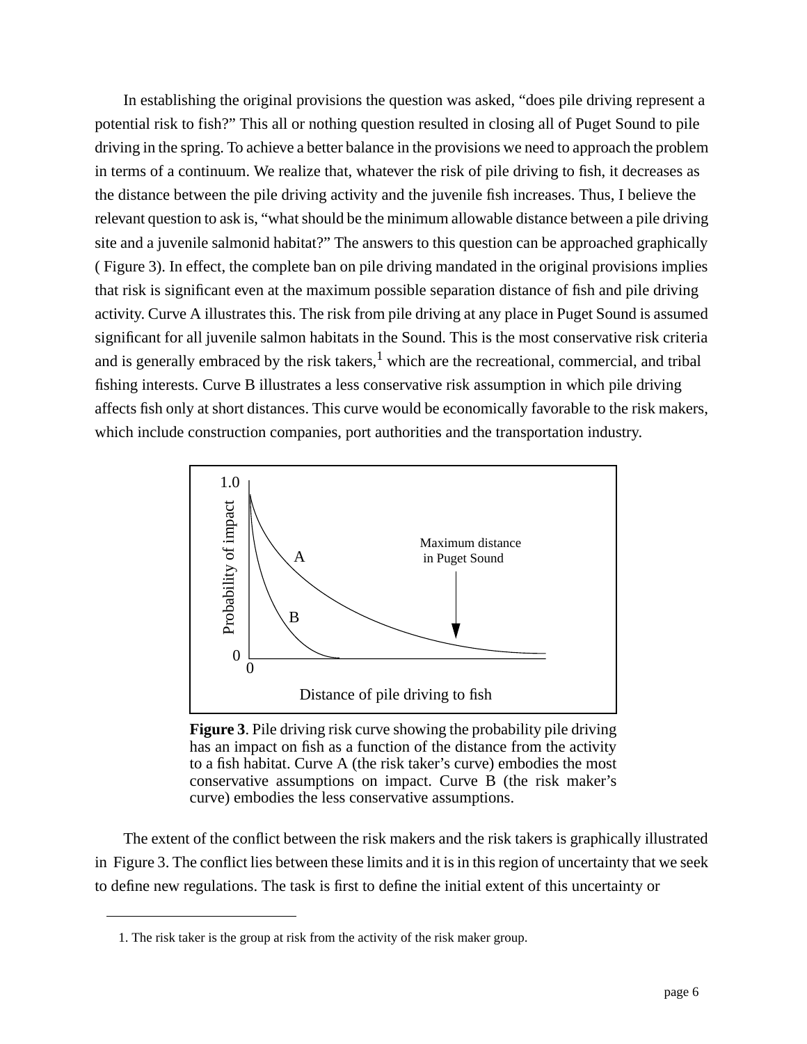In establishing the original provisions the question was asked, "does pile driving represent a potential risk to fish?" This all or nothing question resulted in closing all of Puget Sound to pile driving in the spring. To achieve a better balance in the provisions we need to approach the problem in terms of a continuum. We realize that, whatever the risk of pile driving to fish, it decreases as the distance between the pile driving activity and the juvenile fish increases. Thus, I believe the relevant question to ask is, "what should be the minimum allowable distance between a pile driving site and a juvenile salmonid habitat?" The answers to this question can be approached graphically ( Figure 3). In effect, the complete ban on pile driving mandated in the original provisions implies that risk is significant even at the maximum possible separation distance of fish and pile driving activity. Curve A illustrates this. The risk from pile driving at any place in Puget Sound is assumed significant for all juvenile salmon habitats in the Sound. This is the most conservative risk criteria and is generally embraced by the risk takers,[1] which are the recreational, commercial, and tribal fishing interests. Curve B illustrates a less conservative risk assumption in which pile driving affects fish only at short distances. This curve would be economically favorable to the risk makers, which include construction companies, port authorities and the transportation industry.

**Figure 3**. Pile driving risk curve showing the probability pile driving has an impact on fish as a function of the distance from the activity to a fish habitat. Curve A (the risk taker's curve) embodies the most conservative assumptions on impact. Curve B (the risk maker's curve) embodies the less conservative assumptions.

The extent of the conflict between the risk makers and the risk takers is graphically illustrated in Figure 3. The conflict lies between these limits and it is in this region of uncertainty that we seek to define new regulations. The task is first to define the initial extent of this uncertainty or

1. The risk taker is the group at risk from the activity of the risk maker group.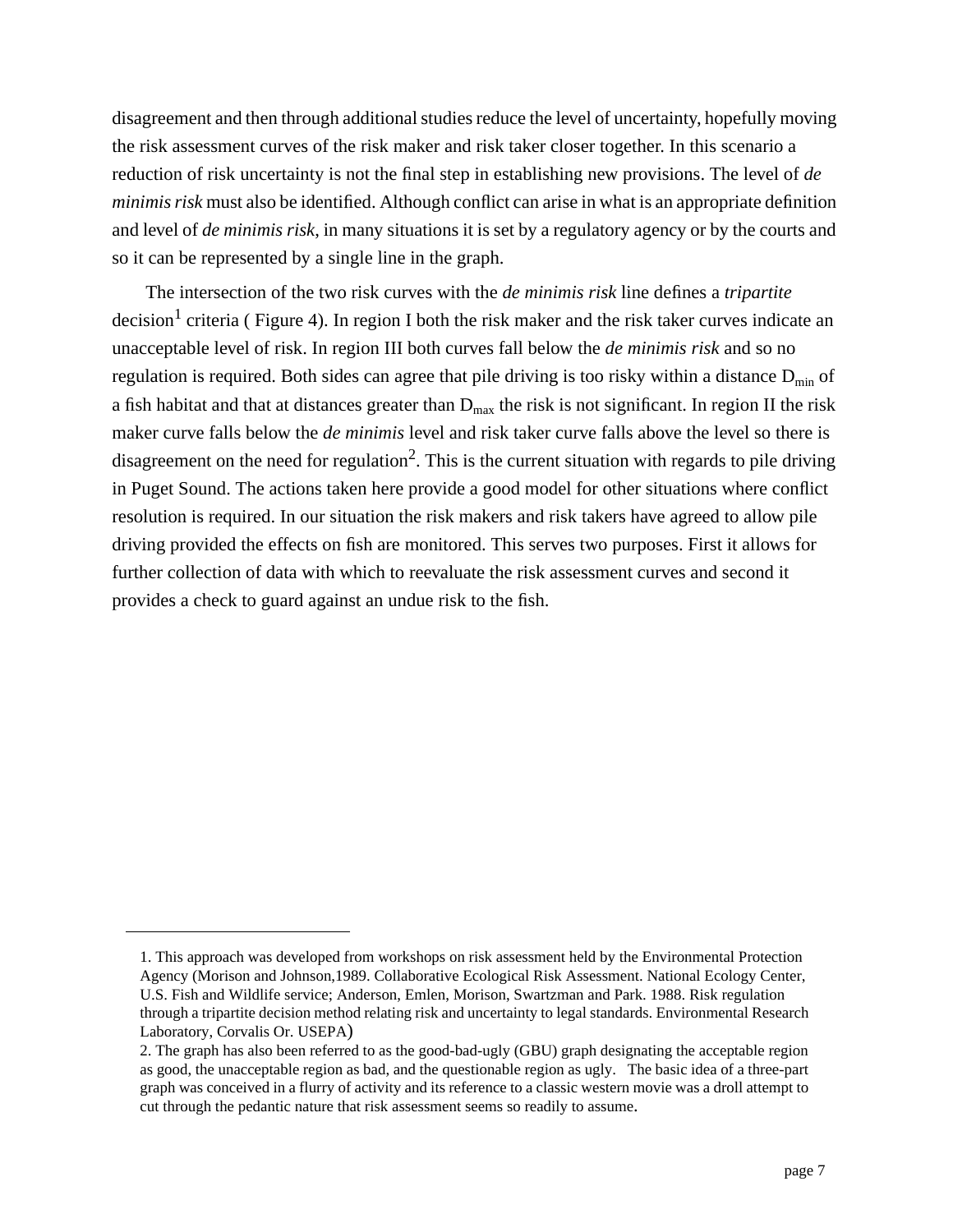disagreement and then through additional studies reduce the level of uncertainty, hopefully moving the risk assessment curves of the risk maker and risk taker closer together. In this scenario a reduction of risk uncertainty is not the final step in establishing new provisions. The level of *de minimis risk* must also be identified. Although conflict can arise in what is an appropriate definition and level of *de minimis risk*, in many situations it is set by a regulatory agency or by the courts and so it can be represented by a single line in the graph.

The intersection of the two risk curves with the *de minimis risk* line defines a *tripartite* decision[1] criteria ( Figure 4). In region I both the risk maker and the risk taker curves indicate an unacceptable level of risk. In region III both curves fall below the *de minimis risk* and so no regulation is required. Both sides can agree that pile driving is too risky within a distance $D_{min}$ of a fish habitat and that at distances greater than $D_{max}$ the risk is not significant. In region II the risk maker curve falls below the *de minimis* level and risk taker curve falls above the level so there is disagreement on the need for regulation[2]. This is the current situation with regards to pile driving in Puget Sound. The actions taken here provide a good model for other situations where conflict resolution is required. In our situation the risk makers and risk takers have agreed to allow pile driving provided the effects on fish are monitored. This serves two purposes. First it allows for further collection of data with which to reevaluate the risk assessment curves and second it provides a check to guard against an undue risk to the fish.

---

1. This approach was developed from workshops on risk assessment held by the Environmental Protection Agency (Morison and Johnson,1989. Collaborative Ecological Risk Assessment. National Ecology Center, U.S. Fish and Wildlife service; Anderson, Emlen, Morison, Swartzman and Park. 1988. Risk regulation through a tripartite decision method relating risk and uncertainty to legal standards. Environmental Research Laboratory, Corvalis Or. USEPA)

2. The graph has also been referred to as the good-bad-ugly (GBU) graph designating the acceptable region as good, the unacceptable region as bad, and the questionable region as ugly. The basic idea of a three-part graph was conceived in a flurry of activity and its reference to a classic western movie was a droll attempt to cut through the pedantic nature that risk assessment seems so readily to assume.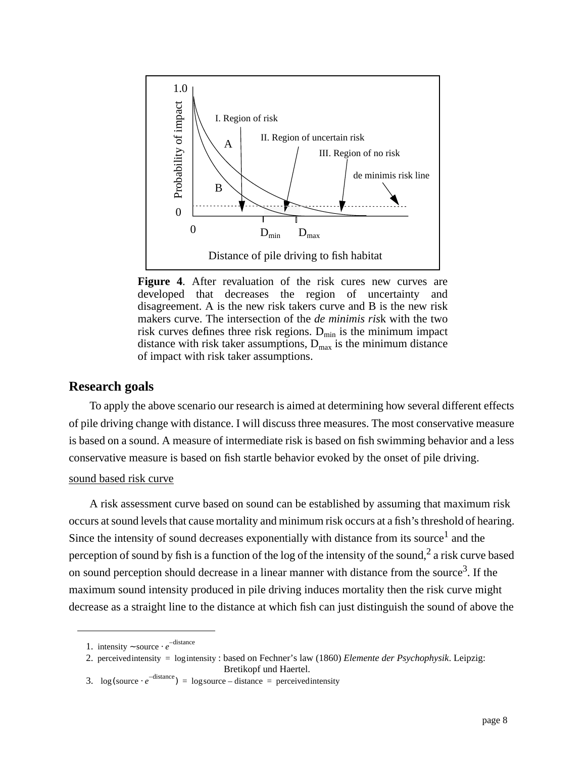**Figure 4**. After revaluation of the risk cures new curves are developed that decreases the region of uncertainty and disagreement. A is the new risk takers curve and B is the new risk makers curve. The intersection of the *de minimis ris*k with the two risk curves defines three risk regions. $D_{min}$ is the minimum impact distance with risk taker assumptions, $D_{max}$ is the minimum distance of impact with risk taker assumptions.

## Research goals

To apply the above scenario our research is aimed at determining how several different effects of pile driving change with distance. I will discuss three measures. The most conservative measure is based on a sound. A measure of intermediate risk is based on fish swimming behavior and a less conservative measure is based on fish startle behavior evoked by the onset of pile driving.

<u>sound based risk curve</u>

A risk assessment curve based on sound can be established by assuming that maximum risk occurs at sound levels that cause mortality and minimum risk occurs at a fish's threshold of hearing. Since the intensity of sound decreases exponentially with distance from its source[1] and the perception of sound by fish is a function of the log of the intensity of the sound,[2] a risk curve based on sound perception should decrease in a linear manner with distance from the source[3]. If the maximum sound intensity produced in pile driving induces mortality then the risk curve might decrease as a straight line to the distance at which fish can just distinguish the sound of above the

---

1. $\text{intensity} \sim \text{source} \cdot e^{-\text{distance}}$
2. $\text{perceived intensity} = \log \text{intensity}$ : based on Fechner's law (1860) *Elemente der Psychophysik*. Leipzig: Bretikopf und Haertel.
3. $\log(\text{source} \cdot e^{-\text{distance}}) = \log \text{source} - \text{distance} = \text{perceived intensity}$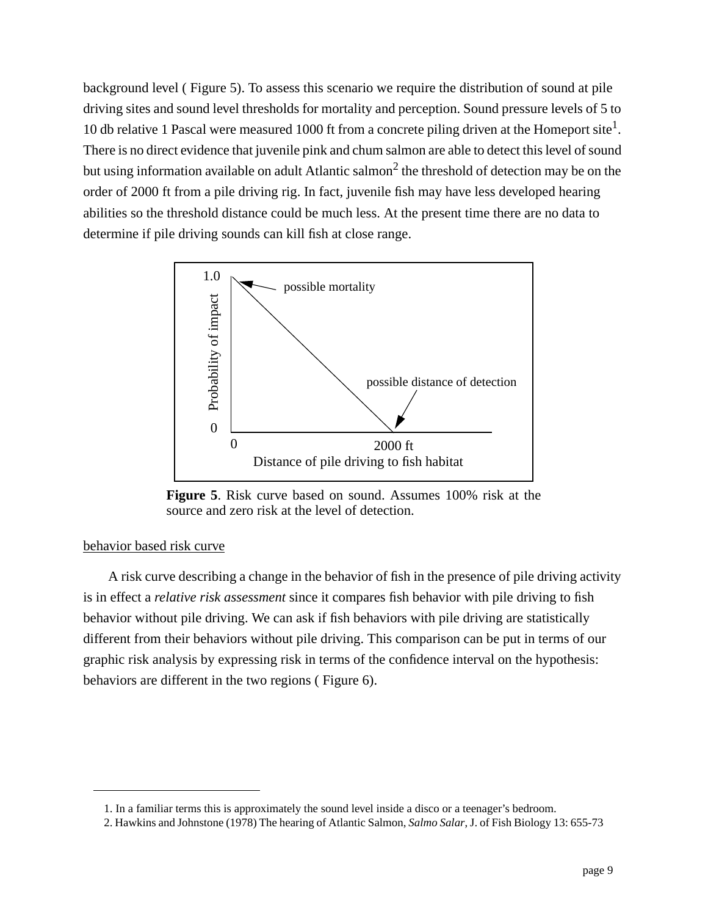background level ( Figure 5). To assess this scenario we require the distribution of sound at pile driving sites and sound level thresholds for mortality and perception. Sound pressure levels of 5 to 10 db relative 1 Pascal were measured 1000 ft from a concrete piling driven at the Homeport site[1]. There is no direct evidence that juvenile pink and chum salmon are able to detect this level of sound but using information available on adult Atlantic salmon[2] the threshold of detection may be on the order of 2000 ft from a pile driving rig. In fact, juvenile fish may have less developed hearing abilities so the threshold distance could be much less. At the present time there are no data to determine if pile driving sounds can kill fish at close range.

**Figure 5**. Risk curve based on sound. Assumes 100% risk at the source and zero risk at the level of detection.

behavior based risk curve

A risk curve describing a change in the behavior of fish in the presence of pile driving activity is in effect a *relative risk assessment* since it compares fish behavior with pile driving to fish behavior without pile driving. We can ask if fish behaviors with pile driving are statistically different from their behaviors without pile driving. This comparison can be put in terms of our graphic risk analysis by expressing risk in terms of the confidence interval on the hypothesis: behaviors are different in the two regions ( Figure 6).

1. In a familiar terms this is approximately the sound level inside a disco or a teenager's bedroom.
2. Hawkins and Johnstone (1978) The hearing of Atlantic Salmon, *Salmo Salar*, J. of Fish Biology 13: 655-73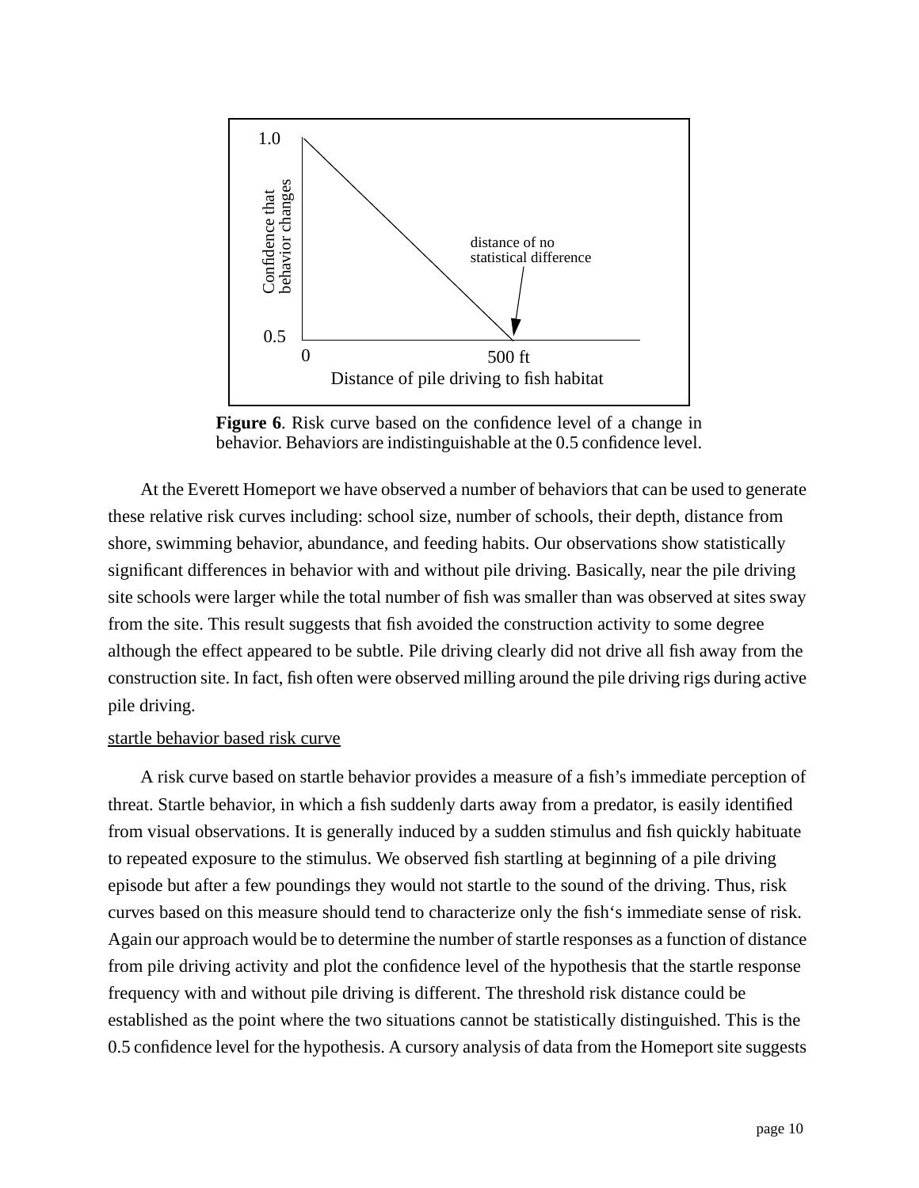**Figure 6**. Risk curve based on the confidence level of a change in behavior. Behaviors are indistinguishable at the 0.5 confidence level.

At the Everett Homeport we have observed a number of behaviors that can be used to generate these relative risk curves including: school size, number of schools, their depth, distance from shore, swimming behavior, abundance, and feeding habits. Our observations show statistically significant differences in behavior with and without pile driving. Basically, near the pile driving site schools were larger while the total number of fish was smaller than was observed at sites sway from the site. This result suggests that fish avoided the construction activity to some degree although the effect appeared to be subtle. Pile driving clearly did not drive all fish away from the construction site. In fact, fish often were observed milling around the pile driving rigs during active pile driving.

<u>startle behavior based risk curve</u>

A risk curve based on startle behavior provides a measure of a fish's immediate perception of threat. Startle behavior, in which a fish suddenly darts away from a predator, is easily identified from visual observations. It is generally induced by a sudden stimulus and fish quickly habituate to repeated exposure to the stimulus. We observed fish startling at beginning of a pile driving episode but after a few poundings they would not startle to the sound of the driving. Thus, risk curves based on this measure should tend to characterize only the fish's immediate sense of risk. Again our approach would be to determine the number of startle responses as a function of distance from pile driving activity and plot the confidence level of the hypothesis that the startle response frequency with and without pile driving is different. The threshold risk distance could be established as the point where the two situations cannot be statistically distinguished. This is the 0.5 confidence level for the hypothesis. A cursory analysis of data from the Homeport site suggests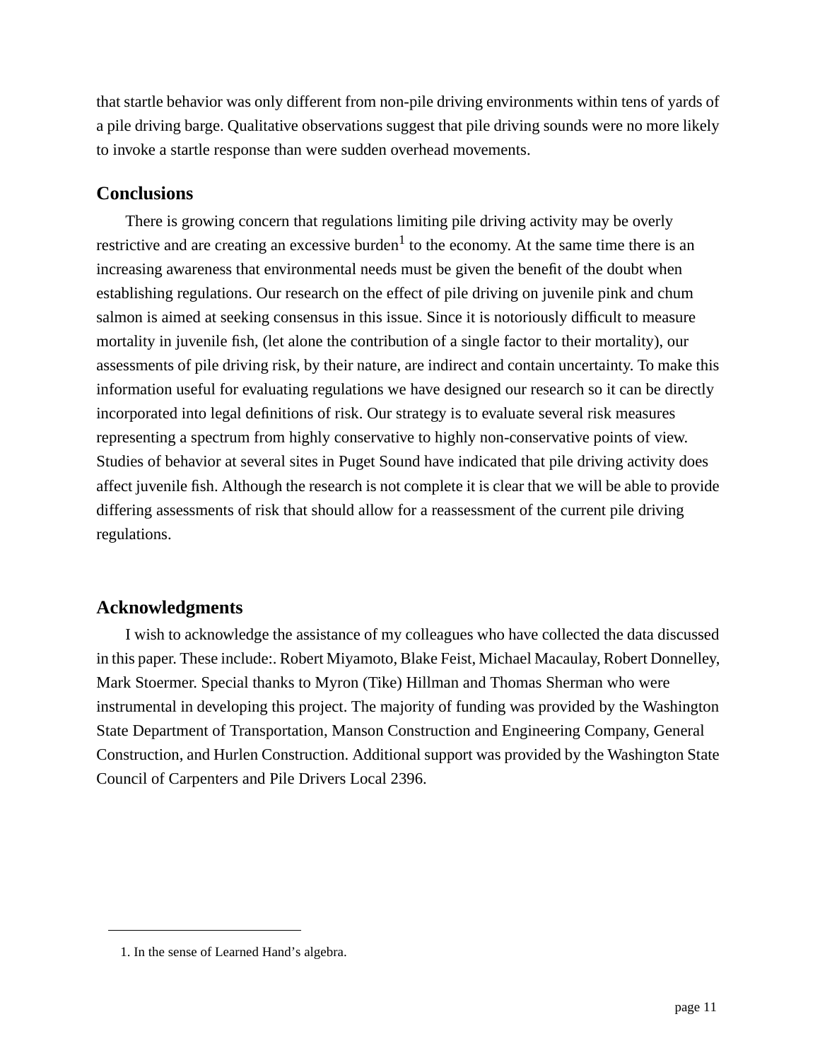that startle behavior was only different from non-pile driving environments within tens of yards of a pile driving barge. Qualitative observations suggest that pile driving sounds were no more likely to invoke a startle response than were sudden overhead movements.

## Conclusions

There is growing concern that regulations limiting pile driving activity may be overly restrictive and are creating an excessive burden[1] to the economy. At the same time there is an increasing awareness that environmental needs must be given the benefit of the doubt when establishing regulations. Our research on the effect of pile driving on juvenile pink and chum salmon is aimed at seeking consensus in this issue. Since it is notoriously difficult to measure mortality in juvenile fish, (let alone the contribution of a single factor to their mortality), our assessments of pile driving risk, by their nature, are indirect and contain uncertainty. To make this information useful for evaluating regulations we have designed our research so it can be directly incorporated into legal definitions of risk. Our strategy is to evaluate several risk measures representing a spectrum from highly conservative to highly non-conservative points of view. Studies of behavior at several sites in Puget Sound have indicated that pile driving activity does affect juvenile fish. Although the research is not complete it is clear that we will be able to provide differing assessments of risk that should allow for a reassessment of the current pile driving regulations.

## Acknowledgments

I wish to acknowledge the assistance of my colleagues who have collected the data discussed in this paper. These include:. Robert Miyamoto, Blake Feist, Michael Macaulay, Robert Donnelley, Mark Stoermer. Special thanks to Myron (Tike) Hillman and Thomas Sherman who were instrumental in developing this project. The majority of funding was provided by the Washington State Department of Transportation, Manson Construction and Engineering Company, General Construction, and Hurlen Construction. Additional support was provided by the Washington State Council of Carpenters and Pile Drivers Local 2396.

---

1. In the sense of Learned Hand's algebra.